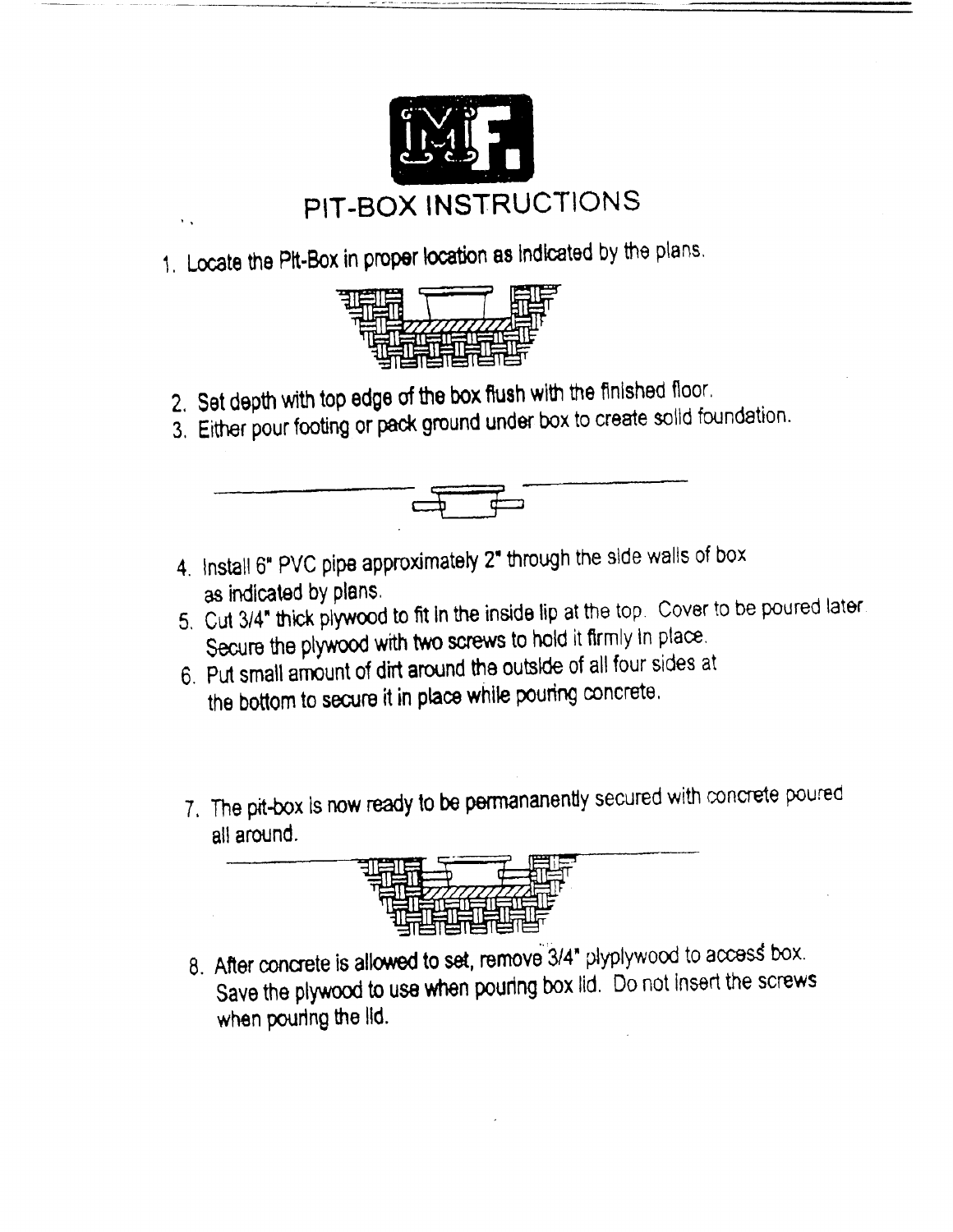# PIT-BOX INSTRUCTIONS

1. Locate the Pit-Box in proper location as indicated by the plans.

2. Set depth with top edge of the box flush with the finished floor.
3. Either pour footing or pack ground under box to create solid foundation.

4. Install 6" PVC pipe approximately 2" through the side walls of box as indicated by plans.
5. Cut 3/4" thick plywood to fit in the inside lip at the top. Cover to be poured later. Secure the plywood with two screws to hold it firmly in place.
6. Put small amount of dirt around the outside of all four sides at the bottom to secure it in place while pouring concrete.

7. The pit-box is now ready to be permananently secured with concrete poured all around.

8. After concrete is allowed to set, remove 3/4" plyplywood to access box. Save the plywood to use when pouring box lid. Do not insert the screws when pouring the lid.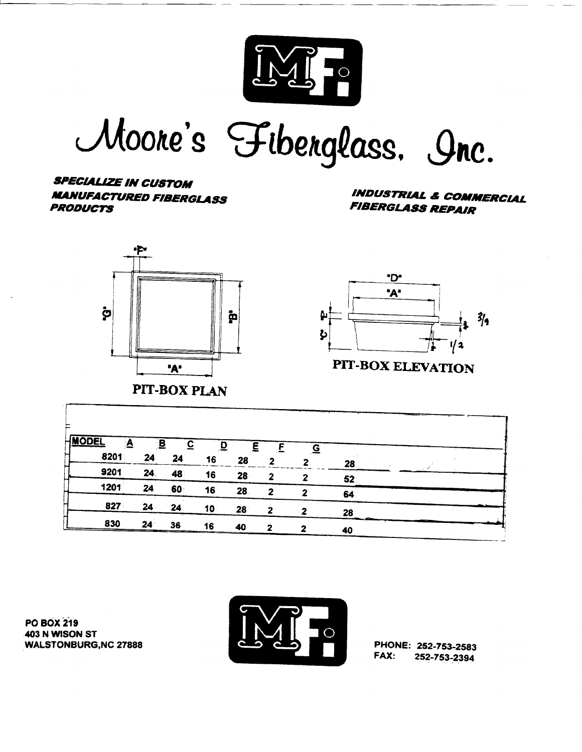# Moore's Fiberglass, Inc.

***SPECIALIZE IN CUSTOM MANUFACTURED FIBERGLASS PRODUCTS***

***INDUSTRIAL & COMMERCIAL FIBERGLASS REPAIR***

"F"

"G"

"B"

"A"

PIT-BOX PLAN

"D"

"A"

"E"

"C"

3/4

1/2

PIT-BOX ELEVATION

| MODEL | A | B | C | D | E | F | G |
|---|---|---|---|---|---|---|---|
| 8201 | 24 | 24 | 16 | 28 | 2 | 2 | 28 |
| 9201 | 24 | 48 | 16 | 28 | 2 | 2 | 52 |
| 1201 | 24 | 60 | 16 | 28 | 2 | 2 | 64 |
| 827 | 24 | 24 | 10 | 28 | 2 | 2 | 28 |
| 830 | 24 | 36 | 16 | 40 | 2 | 2 | 40 |

**PO BOX 219**
**403 N WISON ST**
**WALSTONBURG,NC 27888**

**PHONE: 252-753-2583**
**FAX: 252-753-2394**